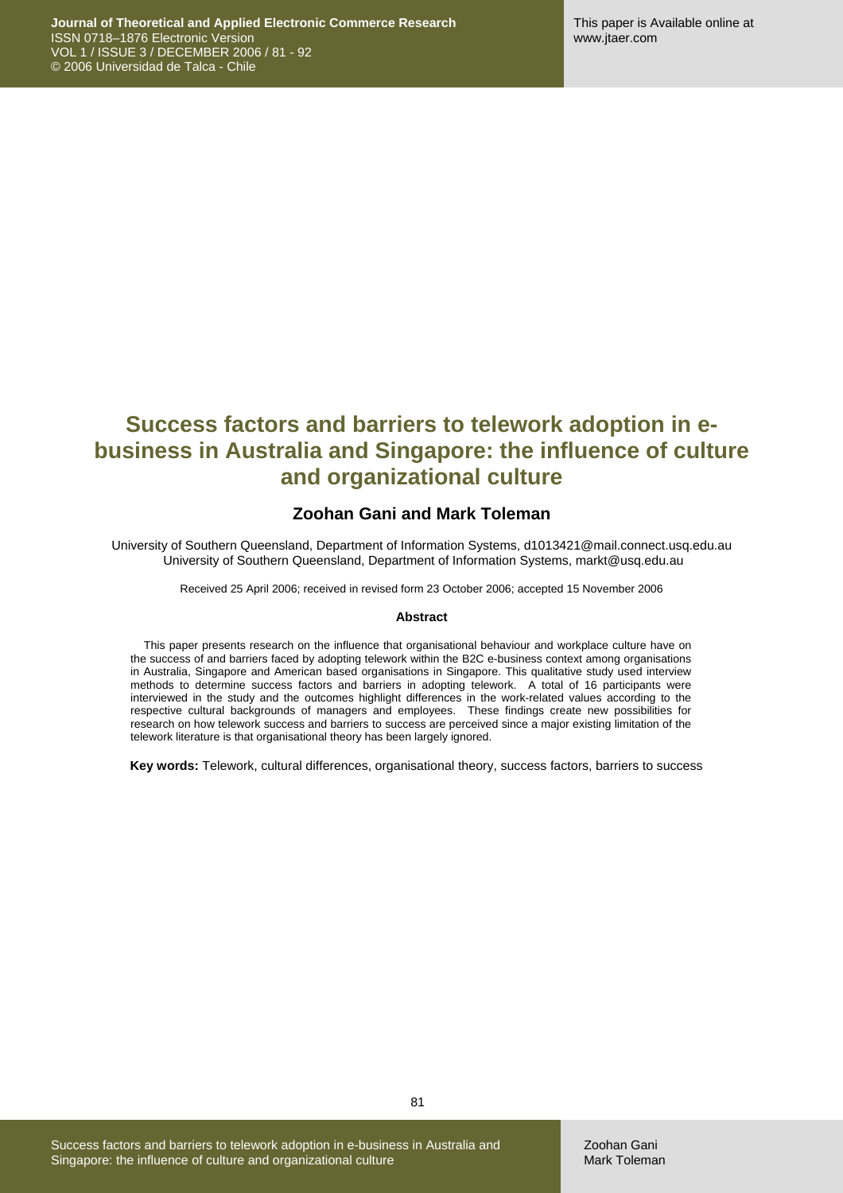# Success factors and barriers to telework adoption in e-business in Australia and Singapore: the influence of culture and organizational culture

**Zoohan Gani and Mark Toleman**

University of Southern Queensland, Department of Information Systems, d1013421@mail.connect.usq.edu.au
University of Southern Queensland, Department of Information Systems, markt@usq.edu.au

Received 25 April 2006; received in revised form 23 October 2006; accepted 15 November 2006

**Abstract**

This paper presents research on the influence that organisational behaviour and workplace culture have on the success of and barriers faced by adopting telework within the B2C e-business context among organisations in Australia, Singapore and American based organisations in Singapore. This qualitative study used interview methods to determine success factors and barriers in adopting telework. A total of 16 participants were interviewed in the study and the outcomes highlight differences in the work-related values according to the respective cultural backgrounds of managers and employees. These findings create new possibilities for research on how telework success and barriers to success are perceived since a major existing limitation of the telework literature is that organisational theory has been largely ignored.

**Key words:** Telework, cultural differences, organisational theory, success factors, barriers to success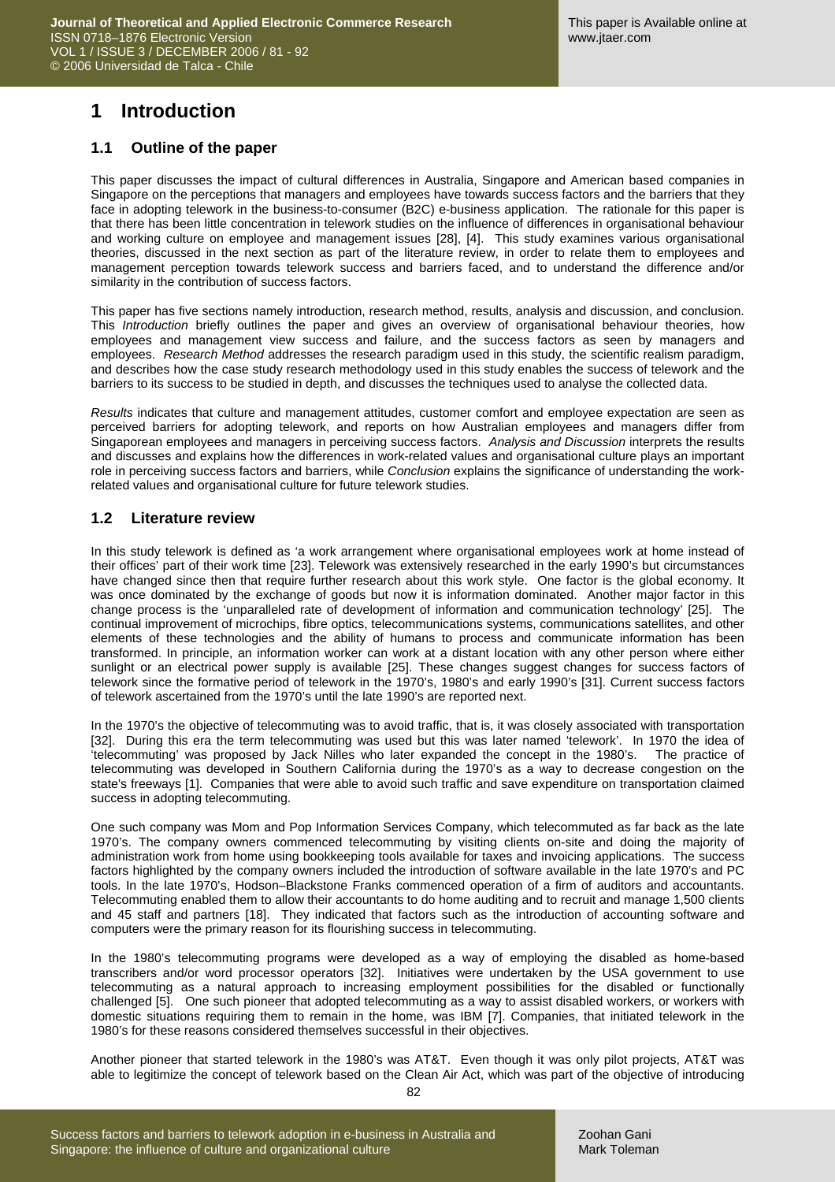# 1 Introduction

## 1.1 Outline of the paper

This paper discusses the impact of cultural differences in Australia, Singapore and American based companies in Singapore on the perceptions that managers and employees have towards success factors and the barriers that they face in adopting telework in the business-to-consumer (B2C) e-business application. The rationale for this paper is that there has been little concentration in telework studies on the influence of differences in organisational behaviour and working culture on employee and management issues [28], [4]. This study examines various organisational theories, discussed in the next section as part of the literature review, in order to relate them to employees and management perception towards telework success and barriers faced, and to understand the difference and/or similarity in the contribution of success factors.

This paper has five sections namely introduction, research method, results, analysis and discussion, and conclusion. This *Introduction* briefly outlines the paper and gives an overview of organisational behaviour theories, how employees and management view success and failure, and the success factors as seen by managers and employees. *Research Method* addresses the research paradigm used in this study, the scientific realism paradigm, and describes how the case study research methodology used in this study enables the success of telework and the barriers to its success to be studied in depth, and discusses the techniques used to analyse the collected data.

*Results* indicates that culture and management attitudes, customer comfort and employee expectation are seen as perceived barriers for adopting telework, and reports on how Australian employees and managers differ from Singaporean employees and managers in perceiving success factors. *Analysis and Discussion* interprets the results and discusses and explains how the differences in work-related values and organisational culture plays an important role in perceiving success factors and barriers, while *Conclusion* explains the significance of understanding the work-related values and organisational culture for future telework studies.

## 1.2 Literature review

In this study telework is defined as 'a work arrangement where organisational employees work at home instead of their offices' part of their work time [23]. Telework was extensively researched in the early 1990's but circumstances have changed since then that require further research about this work style. One factor is the global economy. It was once dominated by the exchange of goods but now it is information dominated. Another major factor in this change process is the 'unparalleled rate of development of information and communication technology' [25]. The continual improvement of microchips, fibre optics, telecommunications systems, communications satellites, and other elements of these technologies and the ability of humans to process and communicate information has been transformed. In principle, an information worker can work at a distant location with any other person where either sunlight or an electrical power supply is available [25]. These changes suggest changes for success factors of telework since the formative period of telework in the 1970's, 1980's and early 1990's [31]. Current success factors of telework ascertained from the 1970's until the late 1990's are reported next.

In the 1970's the objective of telecommuting was to avoid traffic, that is, it was closely associated with transportation [32]. During this era the term telecommuting was used but this was later named 'telework'. In 1970 the idea of 'telecommuting' was proposed by Jack Nilles who later expanded the concept in the 1980's. The practice of telecommuting was developed in Southern California during the 1970's as a way to decrease congestion on the state's freeways [1]. Companies that were able to avoid such traffic and save expenditure on transportation claimed success in adopting telecommuting.

One such company was Mom and Pop Information Services Company, which telecommuted as far back as the late 1970's. The company owners commenced telecommuting by visiting clients on-site and doing the majority of administration work from home using bookkeeping tools available for taxes and invoicing applications. The success factors highlighted by the company owners included the introduction of software available in the late 1970's and PC tools. In the late 1970's, Hodson–Blackstone Franks commenced operation of a firm of auditors and accountants. Telecommuting enabled them to allow their accountants to do home auditing and to recruit and manage 1,500 clients and 45 staff and partners [18]. They indicated that factors such as the introduction of accounting software and computers were the primary reason for its flourishing success in telecommuting.

In the 1980's telecommuting programs were developed as a way of employing the disabled as home-based transcribers and/or word processor operators [32]. Initiatives were undertaken by the USA government to use telecommuting as a natural approach to increasing employment possibilities for the disabled or functionally challenged [5]. One such pioneer that adopted telecommuting as a way to assist disabled workers, or workers with domestic situations requiring them to remain in the home, was IBM [7]. Companies, that initiated telework in the 1980's for these reasons considered themselves successful in their objectives.

Another pioneer that started telework in the 1980's was AT&T. Even though it was only pilot projects, AT&T was able to legitimize the concept of telework based on the Clean Air Act, which was part of the objective of introducing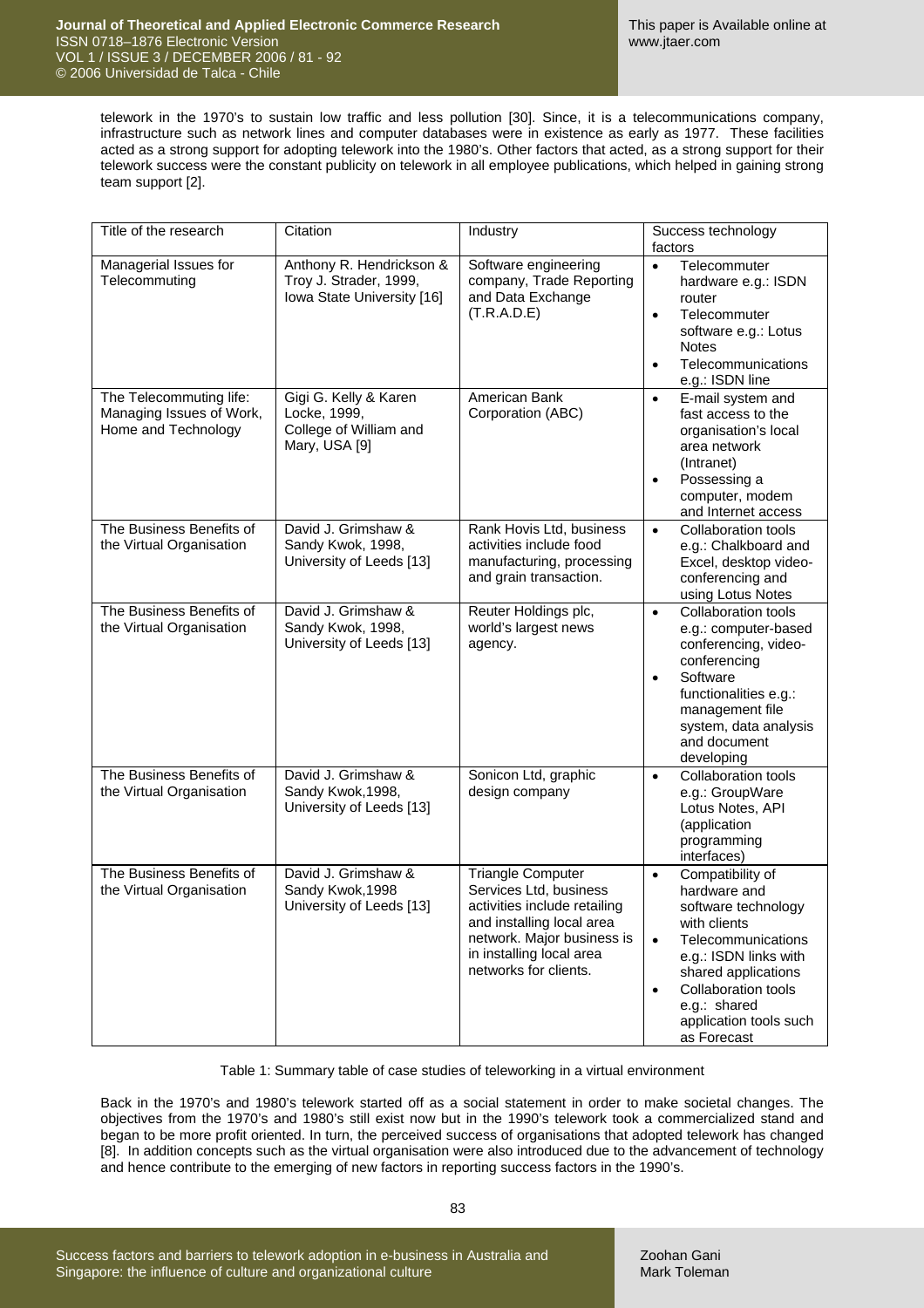telework in the 1970's to sustain low traffic and less pollution [30]. Since, it is a telecommunications company, infrastructure such as network lines and computer databases were in existence as early as 1977. These facilities acted as a strong support for adopting telework into the 1980's. Other factors that acted, as a strong support for their telework success were the constant publicity on telework in all employee publications, which helped in gaining strong team support [2].

| Title of the research | Citation | Industry | Success technology factors |
|---|---|---|---|
| Managerial Issues for Telecommuting | Anthony R. Hendrickson & Troy J. Strader, 1999, Iowa State University [16] | Software engineering company, Trade Reporting and Data Exchange (T.R.A.D.E) | • Telecommuter hardware e.g.: ISDN router<br>• Telecommuter software e.g.: Lotus Notes<br>• Telecommunications e.g.: ISDN line |
| The Telecommuting life: Managing Issues of Work, Home and Technology | Gigi G. Kelly & Karen Locke, 1999, College of William and Mary, USA [9] | American Bank Corporation (ABC) | • E-mail system and fast access to the organisation's local area network (Intranet)<br>• Possessing a computer, modem and Internet access |
| The Business Benefits of the Virtual Organisation | David J. Grimshaw & Sandy Kwok, 1998, University of Leeds [13] | Rank Hovis Ltd, business activities include food manufacturing, processing and grain transaction. | • Collaboration tools e.g.: Chalkboard and Excel, desktop video-conferencing and using Lotus Notes |
| The Business Benefits of the Virtual Organisation | David J. Grimshaw & Sandy Kwok, 1998, University of Leeds [13] | Reuter Holdings plc, world's largest news agency. | • Collaboration tools e.g.: computer-based conferencing, video-conferencing<br>• Software functionalities e.g.: management file system, data analysis and document developing |
| The Business Benefits of the Virtual Organisation | David J. Grimshaw & Sandy Kwok,1998, University of Leeds [13] | Sonicon Ltd, graphic design company | • Collaboration tools e.g.: GroupWare Lotus Notes, API (application programming interfaces) |
| The Business Benefits of the Virtual Organisation | David J. Grimshaw & Sandy Kwok,1998 University of Leeds [13] | Triangle Computer Services Ltd, business activities include retailing and installing local area network. Major business is in installing local area networks for clients. | • Compatibility of hardware and software technology with clients<br>• Telecommunications e.g.: ISDN links with shared applications<br>• Collaboration tools e.g.: shared application tools such as Forecast |

Table 1: Summary table of case studies of teleworking in a virtual environment

Back in the 1970's and 1980's telework started off as a social statement in order to make societal changes. The objectives from the 1970's and 1980's still exist now but in the 1990's telework took a commercialized stand and began to be more profit oriented. In turn, the perceived success of organisations that adopted telework has changed [8]. In addition concepts such as the virtual organisation were also introduced due to the advancement of technology and hence contribute to the emerging of new factors in reporting success factors in the 1990's.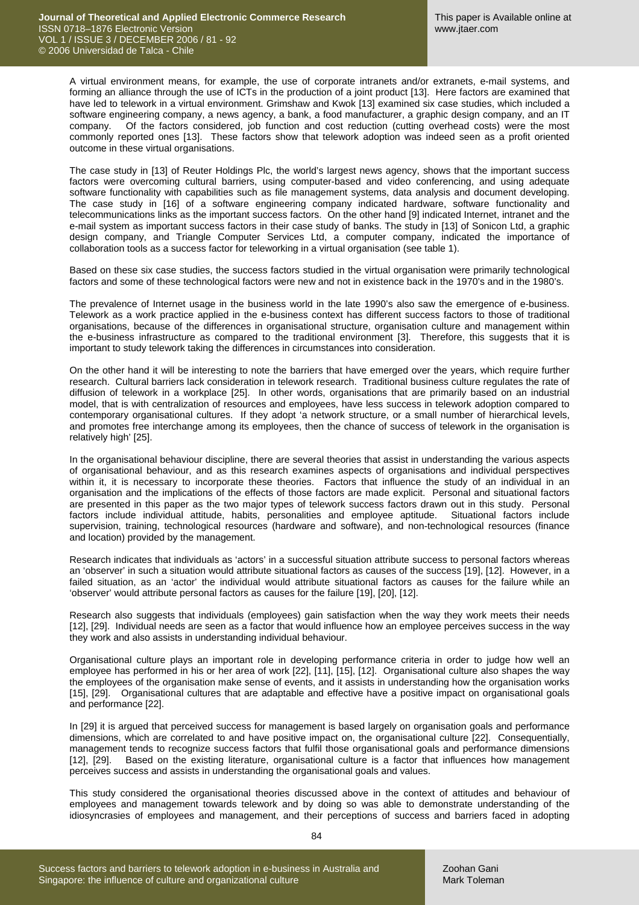A virtual environment means, for example, the use of corporate intranets and/or extranets, e-mail systems, and forming an alliance through the use of ICTs in the production of a joint product [13]. Here factors are examined that have led to telework in a virtual environment. Grimshaw and Kwok [13] examined six case studies, which included a software engineering company, a news agency, a bank, a food manufacturer, a graphic design company, and an IT company. Of the factors considered, job function and cost reduction (cutting overhead costs) were the most commonly reported ones [13]. These factors show that telework adoption was indeed seen as a profit oriented outcome in these virtual organisations.

The case study in [13] of Reuter Holdings Plc, the world's largest news agency, shows that the important success factors were overcoming cultural barriers, using computer-based and video conferencing, and using adequate software functionality with capabilities such as file management systems, data analysis and document developing. The case study in [16] of a software engineering company indicated hardware, software functionality and telecommunications links as the important success factors. On the other hand [9] indicated Internet, intranet and the e-mail system as important success factors in their case study of banks. The study in [13] of Sonicon Ltd, a graphic design company, and Triangle Computer Services Ltd, a computer company, indicated the importance of collaboration tools as a success factor for teleworking in a virtual organisation (see table 1).

Based on these six case studies, the success factors studied in the virtual organisation were primarily technological factors and some of these technological factors were new and not in existence back in the 1970's and in the 1980's.

The prevalence of Internet usage in the business world in the late 1990's also saw the emergence of e-business. Telework as a work practice applied in the e-business context has different success factors to those of traditional organisations, because of the differences in organisational structure, organisation culture and management within the e-business infrastructure as compared to the traditional environment [3]. Therefore, this suggests that it is important to study telework taking the differences in circumstances into consideration.

On the other hand it will be interesting to note the barriers that have emerged over the years, which require further research. Cultural barriers lack consideration in telework research. Traditional business culture regulates the rate of diffusion of telework in a workplace [25]. In other words, organisations that are primarily based on an industrial model, that is with centralization of resources and employees, have less success in telework adoption compared to contemporary organisational cultures. If they adopt 'a network structure, or a small number of hierarchical levels, and promotes free interchange among its employees, then the chance of success of telework in the organisation is relatively high' [25].

In the organisational behaviour discipline, there are several theories that assist in understanding the various aspects of organisational behaviour, and as this research examines aspects of organisations and individual perspectives within it, it is necessary to incorporate these theories. Factors that influence the study of an individual in an organisation and the implications of the effects of those factors are made explicit. Personal and situational factors are presented in this paper as the two major types of telework success factors drawn out in this study. Personal factors include individual attitude, habits, personalities and employee aptitude. Situational factors include supervision, training, technological resources (hardware and software), and non-technological resources (finance and location) provided by the management.

Research indicates that individuals as 'actors' in a successful situation attribute success to personal factors whereas an 'observer' in such a situation would attribute situational factors as causes of the success [19], [12]. However, in a failed situation, as an 'actor' the individual would attribute situational factors as causes for the failure while an 'observer' would attribute personal factors as causes for the failure [19], [20], [12].

Research also suggests that individuals (employees) gain satisfaction when the way they work meets their needs [12], [29]. Individual needs are seen as a factor that would influence how an employee perceives success in the way they work and also assists in understanding individual behaviour.

Organisational culture plays an important role in developing performance criteria in order to judge how well an employee has performed in his or her area of work [22], [11], [15], [12]. Organisational culture also shapes the way the employees of the organisation make sense of events, and it assists in understanding how the organisation works [15], [29]. Organisational cultures that are adaptable and effective have a positive impact on organisational goals and performance [22].

In [29] it is argued that perceived success for management is based largely on organisation goals and performance dimensions, which are correlated to and have positive impact on, the organisational culture [22]. Consequentially, management tends to recognize success factors that fulfil those organisational goals and performance dimensions [12], [29]. Based on the existing literature, organisational culture is a factor that influences how management perceives success and assists in understanding the organisational goals and values.

This study considered the organisational theories discussed above in the context of attitudes and behaviour of employees and management towards telework and by doing so was able to demonstrate understanding of the idiosyncrasies of employees and management, and their perceptions of success and barriers faced in adopting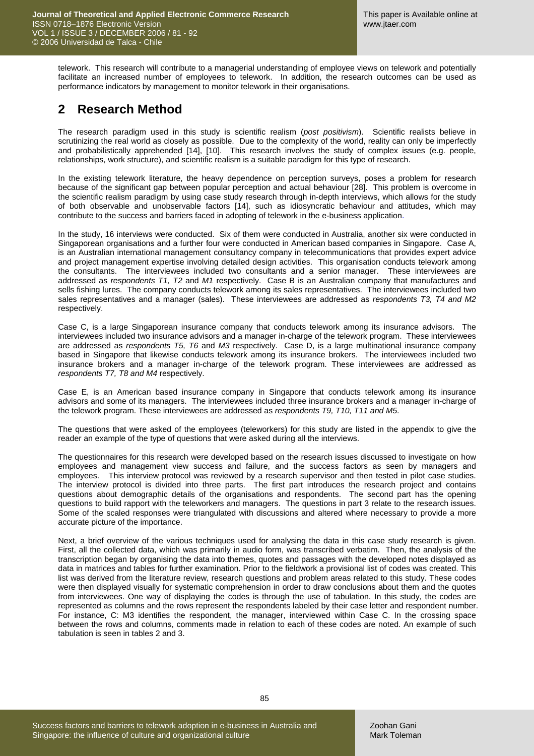telework. This research will contribute to a managerial understanding of employee views on telework and potentially facilitate an increased number of employees to telework. In addition, the research outcomes can be used as performance indicators by management to monitor telework in their organisations.

## 2 Research Method

The research paradigm used in this study is scientific realism (*post positivism*). Scientific realists believe in scrutinizing the real world as closely as possible. Due to the complexity of the world, reality can only be imperfectly and probabilistically apprehended [14], [10]. This research involves the study of complex issues (e.g. people, relationships, work structure), and scientific realism is a suitable paradigm for this type of research.

In the existing telework literature, the heavy dependence on perception surveys, poses a problem for research because of the significant gap between popular perception and actual behaviour [28]. This problem is overcome in the scientific realism paradigm by using case study research through in-depth interviews, which allows for the study of both observable and unobservable factors [14], such as idiosyncratic behaviour and attitudes, which may contribute to the success and barriers faced in adopting of telework in the e-business application.

In the study, 16 interviews were conducted. Six of them were conducted in Australia, another six were conducted in Singaporean organisations and a further four were conducted in American based companies in Singapore. Case A, is an Australian international management consultancy company in telecommunications that provides expert advice and project management expertise involving detailed design activities. This organisation conducts telework among the consultants. The interviewees included two consultants and a senior manager. These interviewees are addressed as *respondents T1, T2* and *M1* respectively. Case B is an Australian company that manufactures and sells fishing lures. The company conducts telework among its sales representatives. The interviewees included two sales representatives and a manager (sales). These interviewees are addressed as *respondents T3, T4 and M2* respectively.

Case C, is a large Singaporean insurance company that conducts telework among its insurance advisors. The interviewees included two insurance advisors and a manager in-charge of the telework program. These interviewees are addressed as *respondents T5, T6* and *M3* respectively. Case D, is a large multinational insurance company based in Singapore that likewise conducts telework among its insurance brokers. The interviewees included two insurance brokers and a manager in-charge of the telework program. These interviewees are addressed as *respondents T7, T8 and M4* respectively.

Case E, is an American based insurance company in Singapore that conducts telework among its insurance advisors and some of its managers. The interviewees included three insurance brokers and a manager in-charge of the telework program. These interviewees are addressed as *respondents T9, T10, T11 and M5*.

The questions that were asked of the employees (teleworkers) for this study are listed in the appendix to give the reader an example of the type of questions that were asked during all the interviews.

The questionnaires for this research were developed based on the research issues discussed to investigate on how employees and management view success and failure, and the success factors as seen by managers and employees. This interview protocol was reviewed by a research supervisor and then tested in pilot case studies. The interview protocol is divided into three parts. The first part introduces the research project and contains questions about demographic details of the organisations and respondents. The second part has the opening questions to build rapport with the teleworkers and managers. The questions in part 3 relate to the research issues. Some of the scaled responses were triangulated with discussions and altered where necessary to provide a more accurate picture of the importance.

Next, a brief overview of the various techniques used for analysing the data in this case study research is given. First, all the collected data, which was primarily in audio form, was transcribed verbatim. Then, the analysis of the transcription began by organising the data into themes, quotes and passages with the developed notes displayed as data in matrices and tables for further examination. Prior to the fieldwork a provisional list of codes was created. This list was derived from the literature review, research questions and problem areas related to this study. These codes were then displayed visually for systematic comprehension in order to draw conclusions about them and the quotes from interviewees. One way of displaying the codes is through the use of tabulation. In this study, the codes are represented as columns and the rows represent the respondents labeled by their case letter and respondent number. For instance, C: M3 identifies the respondent, the manager, interviewed within Case C. In the crossing space between the rows and columns, comments made in relation to each of these codes are noted. An example of such tabulation is seen in tables 2 and 3.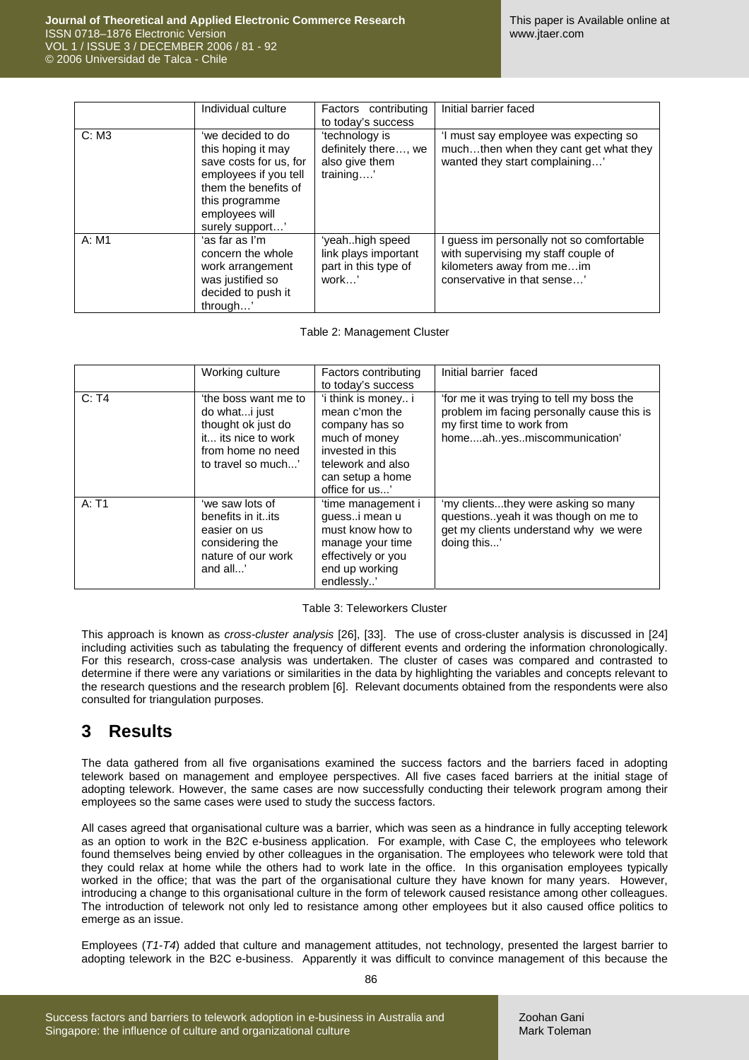|  | Individual culture | Factors contributing to today's success | Initial barrier faced |
|---|---|---|---|
| C: M3 | 'we decided to do this hoping it may save costs for us, for employees if you tell them the benefits of this programme employees will surely support…' | 'technology is definitely there…, we also give them training….' | 'I must say employee was expecting so much…then when they cant get what they wanted they start complaining…' |
| A: M1 | 'as far as I'm concern the whole work arrangement was justified so decided to push it through…' | 'yeah..high speed link plays important part in this type of work…' | I guess im personally not so comfortable with supervising my staff couple of kilometers away from me…im conservative in that sense…' |

Table 2: Management Cluster

|  | Working culture | Factors contributing to today's success | Initial barrier faced |
|---|---|---|---|
| C: T4 | 'the boss want me to do what...i just thought ok just do it... its nice to work from home no need to travel so much...' | 'i think is money.. i mean c'mon the company has so much of money invested in this telework and also can setup a home office for us...' | 'for me it was trying to tell my boss the problem im facing personally cause this is my first time to work from home....ah..yes..miscommunication' |
| A: T1 | 'we saw lots of benefits in it..its easier on us considering the nature of our work and all...' | 'time management i guess..i mean u must know how to manage your time effectively or you end up working endlessly..' | 'my clients...they were asking so many questions..yeah it was though on me to get my clients understand why we were doing this...' |

Table 3: Teleworkers Cluster

This approach is known as *cross-cluster analysis* [26], [33]. The use of cross-cluster analysis is discussed in [24] including activities such as tabulating the frequency of different events and ordering the information chronologically. For this research, cross-case analysis was undertaken. The cluster of cases was compared and contrasted to determine if there were any variations or similarities in the data by highlighting the variables and concepts relevant to the research questions and the research problem [6]. Relevant documents obtained from the respondents were also consulted for triangulation purposes.

# 3 Results

The data gathered from all five organisations examined the success factors and the barriers faced in adopting telework based on management and employee perspectives. All five cases faced barriers at the initial stage of adopting telework. However, the same cases are now successfully conducting their telework program among their employees so the same cases were used to study the success factors.

All cases agreed that organisational culture was a barrier, which was seen as a hindrance in fully accepting telework as an option to work in the B2C e-business application. For example, with Case C, the employees who telework found themselves being envied by other colleagues in the organisation. The employees who telework were told that they could relax at home while the others had to work late in the office. In this organisation employees typically worked in the office; that was the part of the organisational culture they have known for many years. However, introducing a change to this organisational culture in the form of telework caused resistance among other colleagues. The introduction of telework not only led to resistance among other employees but it also caused office politics to emerge as an issue.

Employees (*T1-T4*) added that culture and management attitudes, not technology, presented the largest barrier to adopting telework in the B2C e-business. Apparently it was difficult to convince management of this because the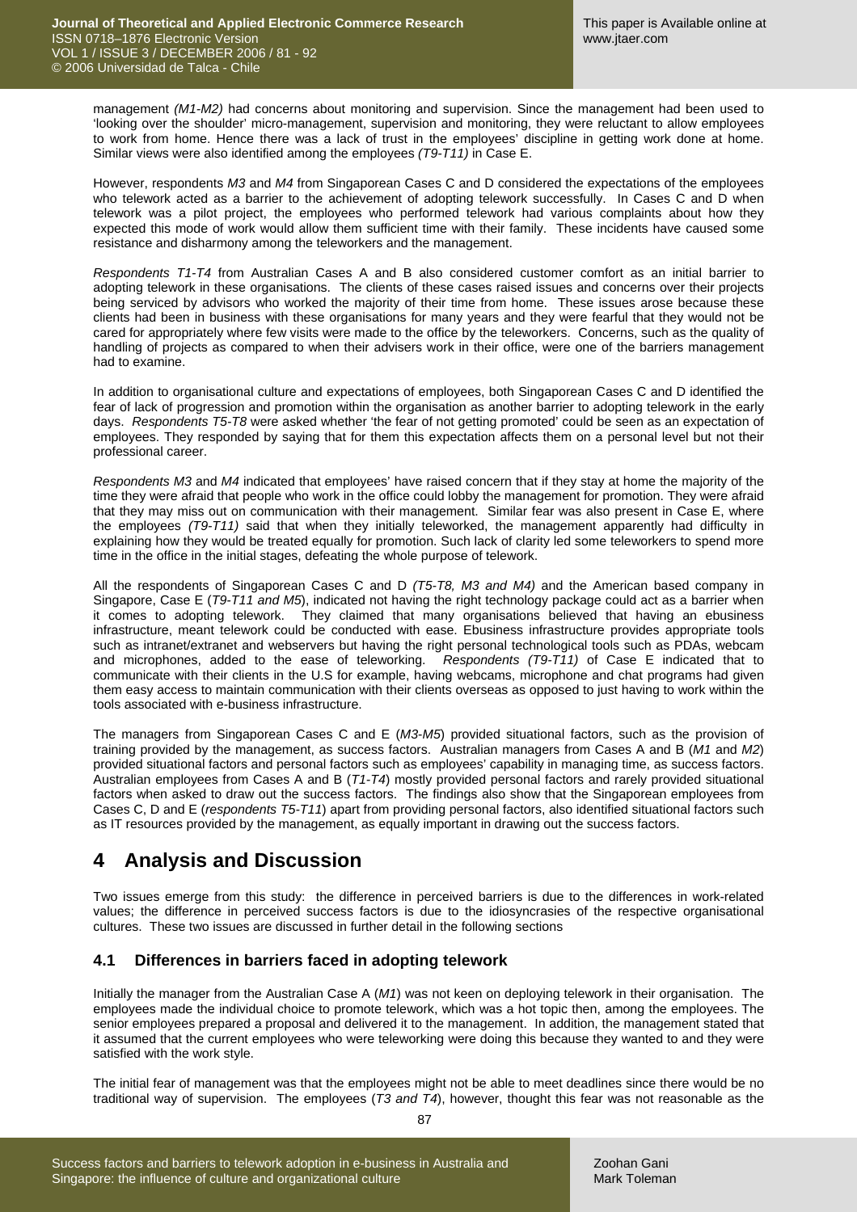management *(M1-M2)* had concerns about monitoring and supervision. Since the management had been used to 'looking over the shoulder' micro-management, supervision and monitoring, they were reluctant to allow employees to work from home. Hence there was a lack of trust in the employees' discipline in getting work done at home. Similar views were also identified among the employees *(T9-T11)* in Case E.

However, respondents *M3* and *M4* from Singaporean Cases C and D considered the expectations of the employees who telework acted as a barrier to the achievement of adopting telework successfully. In Cases C and D when telework was a pilot project, the employees who performed telework had various complaints about how they expected this mode of work would allow them sufficient time with their family. These incidents have caused some resistance and disharmony among the teleworkers and the management.

*Respondents T1-T4* from Australian Cases A and B also considered customer comfort as an initial barrier to adopting telework in these organisations. The clients of these cases raised issues and concerns over their projects being serviced by advisors who worked the majority of their time from home. These issues arose because these clients had been in business with these organisations for many years and they were fearful that they would not be cared for appropriately where few visits were made to the office by the teleworkers. Concerns, such as the quality of handling of projects as compared to when their advisers work in their office, were one of the barriers management had to examine.

In addition to organisational culture and expectations of employees, both Singaporean Cases C and D identified the fear of lack of progression and promotion within the organisation as another barrier to adopting telework in the early days. *Respondents T5-T8* were asked whether 'the fear of not getting promoted' could be seen as an expectation of employees. They responded by saying that for them this expectation affects them on a personal level but not their professional career.

*Respondents M3* and *M4* indicated that employees' have raised concern that if they stay at home the majority of the time they were afraid that people who work in the office could lobby the management for promotion. They were afraid that they may miss out on communication with their management. Similar fear was also present in Case E, where the employees *(T9-T11)* said that when they initially teleworked, the management apparently had difficulty in explaining how they would be treated equally for promotion. Such lack of clarity led some teleworkers to spend more time in the office in the initial stages, defeating the whole purpose of telework.

All the respondents of Singaporean Cases C and D *(T5-T8, M3 and M4)* and the American based company in Singapore, Case E (*T9-T11 and M5*), indicated not having the right technology package could act as a barrier when it comes to adopting telework. They claimed that many organisations believed that having an ebusiness infrastructure, meant telework could be conducted with ease. Ebusiness infrastructure provides appropriate tools such as intranet/extranet and webservers but having the right personal technological tools such as PDAs, webcam and microphones, added to the ease of teleworking. *Respondents (T9-T11)* of Case E indicated that to communicate with their clients in the U.S for example, having webcams, microphone and chat programs had given them easy access to maintain communication with their clients overseas as opposed to just having to work within the tools associated with e-business infrastructure.

The managers from Singaporean Cases C and E (*M3-M5*) provided situational factors, such as the provision of training provided by the management, as success factors. Australian managers from Cases A and B (*M1* and *M2*) provided situational factors and personal factors such as employees' capability in managing time, as success factors. Australian employees from Cases A and B (*T1-T4*) mostly provided personal factors and rarely provided situational factors when asked to draw out the success factors. The findings also show that the Singaporean employees from Cases C, D and E (*respondents T5-T11*) apart from providing personal factors, also identified situational factors such as IT resources provided by the management, as equally important in drawing out the success factors.

# 4 Analysis and Discussion

Two issues emerge from this study: the difference in perceived barriers is due to the differences in work-related values; the difference in perceived success factors is due to the idiosyncrasies of the respective organisational cultures. These two issues are discussed in further detail in the following sections

## 4.1 Differences in barriers faced in adopting telework

Initially the manager from the Australian Case A (*M1*) was not keen on deploying telework in their organisation. The employees made the individual choice to promote telework, which was a hot topic then, among the employees. The senior employees prepared a proposal and delivered it to the management. In addition, the management stated that it assumed that the current employees who were teleworking were doing this because they wanted to and they were satisfied with the work style.

The initial fear of management was that the employees might not be able to meet deadlines since there would be no traditional way of supervision. The employees (*T3 and T4*), however, thought this fear was not reasonable as the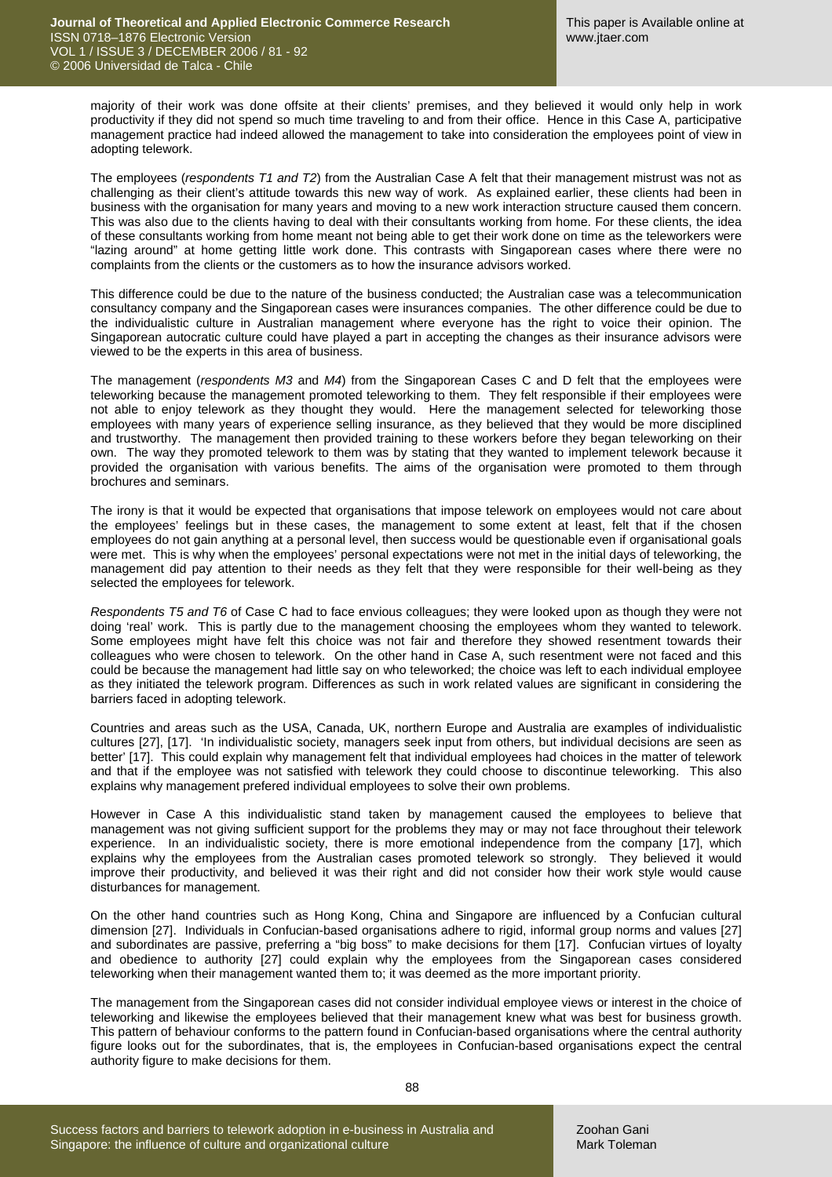majority of their work was done offsite at their clients' premises, and they believed it would only help in work productivity if they did not spend so much time traveling to and from their office. Hence in this Case A, participative management practice had indeed allowed the management to take into consideration the employees point of view in adopting telework.

The employees (*respondents T1 and T2*) from the Australian Case A felt that their management mistrust was not as challenging as their client's attitude towards this new way of work. As explained earlier, these clients had been in business with the organisation for many years and moving to a new work interaction structure caused them concern. This was also due to the clients having to deal with their consultants working from home. For these clients, the idea of these consultants working from home meant not being able to get their work done on time as the teleworkers were "lazing around" at home getting little work done. This contrasts with Singaporean cases where there were no complaints from the clients or the customers as to how the insurance advisors worked.

This difference could be due to the nature of the business conducted; the Australian case was a telecommunication consultancy company and the Singaporean cases were insurances companies. The other difference could be due to the individualistic culture in Australian management where everyone has the right to voice their opinion. The Singaporean autocratic culture could have played a part in accepting the changes as their insurance advisors were viewed to be the experts in this area of business.

The management (*respondents M3* and *M4*) from the Singaporean Cases C and D felt that the employees were teleworking because the management promoted teleworking to them. They felt responsible if their employees were not able to enjoy telework as they thought they would. Here the management selected for teleworking those employees with many years of experience selling insurance, as they believed that they would be more disciplined and trustworthy. The management then provided training to these workers before they began teleworking on their own. The way they promoted telework to them was by stating that they wanted to implement telework because it provided the organisation with various benefits. The aims of the organisation were promoted to them through brochures and seminars.

The irony is that it would be expected that organisations that impose telework on employees would not care about the employees' feelings but in these cases, the management to some extent at least, felt that if the chosen employees do not gain anything at a personal level, then success would be questionable even if organisational goals were met. This is why when the employees' personal expectations were not met in the initial days of teleworking, the management did pay attention to their needs as they felt that they were responsible for their well-being as they selected the employees for telework.

*Respondents T5 and T6* of Case C had to face envious colleagues; they were looked upon as though they were not doing 'real' work. This is partly due to the management choosing the employees whom they wanted to telework. Some employees might have felt this choice was not fair and therefore they showed resentment towards their colleagues who were chosen to telework. On the other hand in Case A, such resentment were not faced and this could be because the management had little say on who teleworked; the choice was left to each individual employee as they initiated the telework program. Differences as such in work related values are significant in considering the barriers faced in adopting telework.

Countries and areas such as the USA, Canada, UK, northern Europe and Australia are examples of individualistic cultures [27], [17]. 'In individualistic society, managers seek input from others, but individual decisions are seen as better' [17]. This could explain why management felt that individual employees had choices in the matter of telework and that if the employee was not satisfied with telework they could choose to discontinue teleworking. This also explains why management prefered individual employees to solve their own problems.

However in Case A this individualistic stand taken by management caused the employees to believe that management was not giving sufficient support for the problems they may or may not face throughout their telework experience. In an individualistic society, there is more emotional independence from the company [17], which explains why the employees from the Australian cases promoted telework so strongly. They believed it would improve their productivity, and believed it was their right and did not consider how their work style would cause disturbances for management.

On the other hand countries such as Hong Kong, China and Singapore are influenced by a Confucian cultural dimension [27]. Individuals in Confucian-based organisations adhere to rigid, informal group norms and values [27] and subordinates are passive, preferring a "big boss" to make decisions for them [17]. Confucian virtues of loyalty and obedience to authority [27] could explain why the employees from the Singaporean cases considered teleworking when their management wanted them to; it was deemed as the more important priority.

The management from the Singaporean cases did not consider individual employee views or interest in the choice of teleworking and likewise the employees believed that their management knew what was best for business growth. This pattern of behaviour conforms to the pattern found in Confucian-based organisations where the central authority figure looks out for the subordinates, that is, the employees in Confucian-based organisations expect the central authority figure to make decisions for them.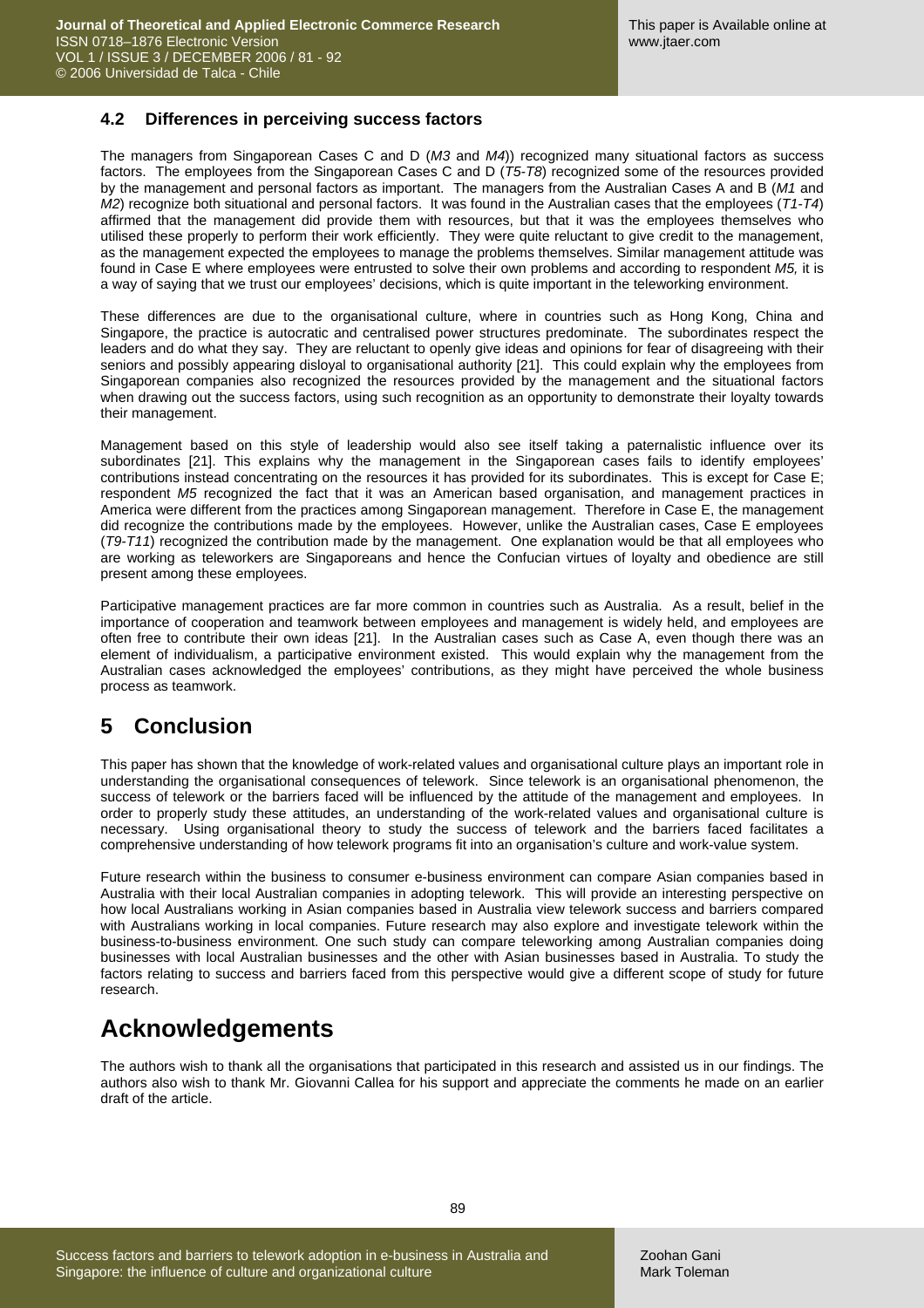### 4.2 Differences in perceiving success factors

The managers from Singaporean Cases C and D (*M3* and *M4*)) recognized many situational factors as success factors. The employees from the Singaporean Cases C and D (*T5-T8*) recognized some of the resources provided by the management and personal factors as important. The managers from the Australian Cases A and B (*M1* and *M2*) recognize both situational and personal factors. It was found in the Australian cases that the employees (*T1-T4*) affirmed that the management did provide them with resources, but that it was the employees themselves who utilised these properly to perform their work efficiently. They were quite reluctant to give credit to the management, as the management expected the employees to manage the problems themselves. Similar management attitude was found in Case E where employees were entrusted to solve their own problems and according to respondent *M5,* it is a way of saying that we trust our employees' decisions, which is quite important in the teleworking environment.

These differences are due to the organisational culture, where in countries such as Hong Kong, China and Singapore, the practice is autocratic and centralised power structures predominate. The subordinates respect the leaders and do what they say. They are reluctant to openly give ideas and opinions for fear of disagreeing with their seniors and possibly appearing disloyal to organisational authority [21]. This could explain why the employees from Singaporean companies also recognized the resources provided by the management and the situational factors when drawing out the success factors, using such recognition as an opportunity to demonstrate their loyalty towards their management.

Management based on this style of leadership would also see itself taking a paternalistic influence over its subordinates [21]. This explains why the management in the Singaporean cases fails to identify employees' contributions instead concentrating on the resources it has provided for its subordinates. This is except for Case E; respondent *M5* recognized the fact that it was an American based organisation, and management practices in America were different from the practices among Singaporean management. Therefore in Case E, the management did recognize the contributions made by the employees. However, unlike the Australian cases, Case E employees (*T9-T11*) recognized the contribution made by the management. One explanation would be that all employees who are working as teleworkers are Singaporeans and hence the Confucian virtues of loyalty and obedience are still present among these employees.

Participative management practices are far more common in countries such as Australia. As a result, belief in the importance of cooperation and teamwork between employees and management is widely held, and employees are often free to contribute their own ideas [21]. In the Australian cases such as Case A, even though there was an element of individualism, a participative environment existed. This would explain why the management from the Australian cases acknowledged the employees' contributions, as they might have perceived the whole business process as teamwork.

## 5 Conclusion

This paper has shown that the knowledge of work-related values and organisational culture plays an important role in understanding the organisational consequences of telework. Since telework is an organisational phenomenon, the success of telework or the barriers faced will be influenced by the attitude of the management and employees. In order to properly study these attitudes, an understanding of the work-related values and organisational culture is necessary. Using organisational theory to study the success of telework and the barriers faced facilitates a comprehensive understanding of how telework programs fit into an organisation's culture and work-value system.

Future research within the business to consumer e-business environment can compare Asian companies based in Australia with their local Australian companies in adopting telework. This will provide an interesting perspective on how local Australians working in Asian companies based in Australia view telework success and barriers compared with Australians working in local companies. Future research may also explore and investigate telework within the business-to-business environment. One such study can compare teleworking among Australian companies doing businesses with local Australian businesses and the other with Asian businesses based in Australia. To study the factors relating to success and barriers faced from this perspective would give a different scope of study for future research.

## Acknowledgements

The authors wish to thank all the organisations that participated in this research and assisted us in our findings. The authors also wish to thank Mr. Giovanni Callea for his support and appreciate the comments he made on an earlier draft of the article.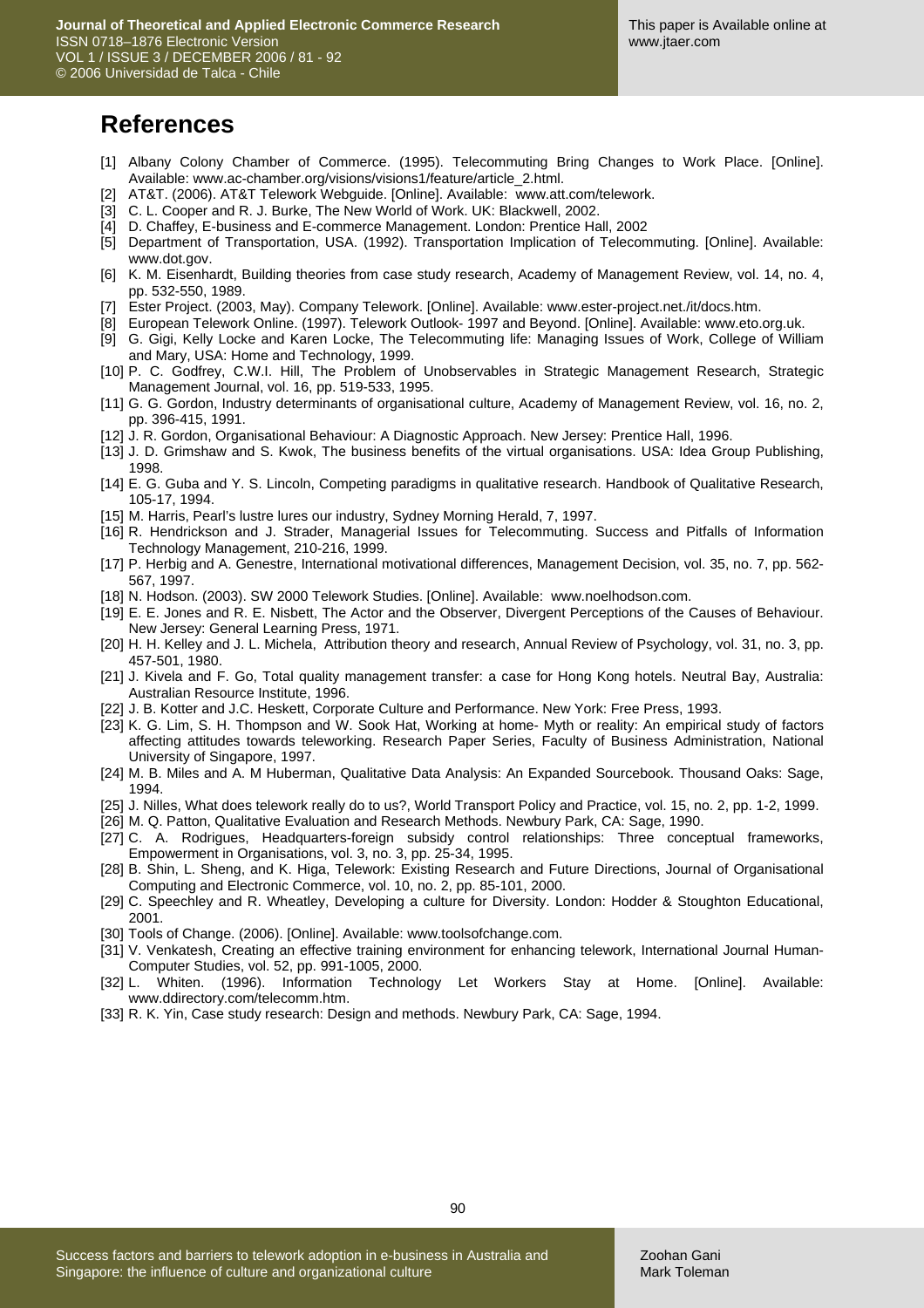# References

[1] Albany Colony Chamber of Commerce. (1995). Telecommuting Bring Changes to Work Place. [Online]. Available: www.ac-chamber.org/visions/visions1/feature/article_2.html.

[2] AT&T. (2006). AT&T Telework Webguide. [Online]. Available: www.att.com/telework.

[3] C. L. Cooper and R. J. Burke, The New World of Work. UK: Blackwell, 2002.

[4] D. Chaffey, E-business and E-commerce Management. London: Prentice Hall, 2002

[5] Department of Transportation, USA. (1992). Transportation Implication of Telecommuting. [Online]. Available: www.dot.gov.

[6] K. M. Eisenhardt, Building theories from case study research, Academy of Management Review, vol. 14, no. 4, pp. 532-550, 1989.

[7] Ester Project. (2003, May). Company Telework. [Online]. Available: www.ester-project.net./it/docs.htm.

[8] European Telework Online. (1997). Telework Outlook- 1997 and Beyond. [Online]. Available: www.eto.org.uk.

[9] G. Gigi, Kelly Locke and Karen Locke, The Telecommuting life: Managing Issues of Work, College of William and Mary, USA: Home and Technology, 1999.

[10] P. C. Godfrey, C.W.I. Hill, The Problem of Unobservables in Strategic Management Research, Strategic Management Journal, vol. 16, pp. 519-533, 1995.

[11] G. G. Gordon, Industry determinants of organisational culture, Academy of Management Review, vol. 16, no. 2, pp. 396-415, 1991.

[12] J. R. Gordon, Organisational Behaviour: A Diagnostic Approach. New Jersey: Prentice Hall, 1996.

[13] J. D. Grimshaw and S. Kwok, The business benefits of the virtual organisations. USA: Idea Group Publishing, 1998.

[14] E. G. Guba and Y. S. Lincoln, Competing paradigms in qualitative research. Handbook of Qualitative Research, 105-17, 1994.

[15] M. Harris, Pearl's lustre lures our industry, Sydney Morning Herald, 7, 1997.

[16] R. Hendrickson and J. Strader, Managerial Issues for Telecommuting. Success and Pitfalls of Information Technology Management, 210-216, 1999.

[17] P. Herbig and A. Genestre, International motivational differences, Management Decision, vol. 35, no. 7, pp. 562-567, 1997.

[18] N. Hodson. (2003). SW 2000 Telework Studies. [Online]. Available: www.noelhodson.com.

[19] E. E. Jones and R. E. Nisbett, The Actor and the Observer, Divergent Perceptions of the Causes of Behaviour. New Jersey: General Learning Press, 1971.

[20] H. H. Kelley and J. L. Michela, Attribution theory and research, Annual Review of Psychology, vol. 31, no. 3, pp. 457-501, 1980.

[21] J. Kivela and F. Go, Total quality management transfer: a case for Hong Kong hotels. Neutral Bay, Australia: Australian Resource Institute, 1996.

[22] J. B. Kotter and J.C. Heskett, Corporate Culture and Performance. New York: Free Press, 1993.

[23] K. G. Lim, S. H. Thompson and W. Sook Hat, Working at home- Myth or reality: An empirical study of factors affecting attitudes towards teleworking. Research Paper Series, Faculty of Business Administration, National University of Singapore, 1997.

[24] M. B. Miles and A. M Huberman, Qualitative Data Analysis: An Expanded Sourcebook. Thousand Oaks: Sage, 1994.

[25] J. Nilles, What does telework really do to us?, World Transport Policy and Practice, vol. 15, no. 2, pp. 1-2, 1999.

[26] M. Q. Patton, Qualitative Evaluation and Research Methods. Newbury Park, CA: Sage, 1990.

[27] C. A. Rodrigues, Headquarters-foreign subsidy control relationships: Three conceptual frameworks, Empowerment in Organisations, vol. 3, no. 3, pp. 25-34, 1995.

[28] B. Shin, L. Sheng, and K. Higa, Telework: Existing Research and Future Directions, Journal of Organisational Computing and Electronic Commerce, vol. 10, no. 2, pp. 85-101, 2000.

[29] C. Speechley and R. Wheatley, Developing a culture for Diversity. London: Hodder & Stoughton Educational, 2001.

[30] Tools of Change. (2006). [Online]. Available: www.toolsofchange.com.

[31] V. Venkatesh, Creating an effective training environment for enhancing telework, International Journal Human-Computer Studies, vol. 52, pp. 991-1005, 2000.

[32] L. Whiten. (1996). Information Technology Let Workers Stay at Home. [Online]. Available: www.ddirectory.com/telecomm.htm.

[33] R. K. Yin, Case study research: Design and methods. Newbury Park, CA: Sage, 1994.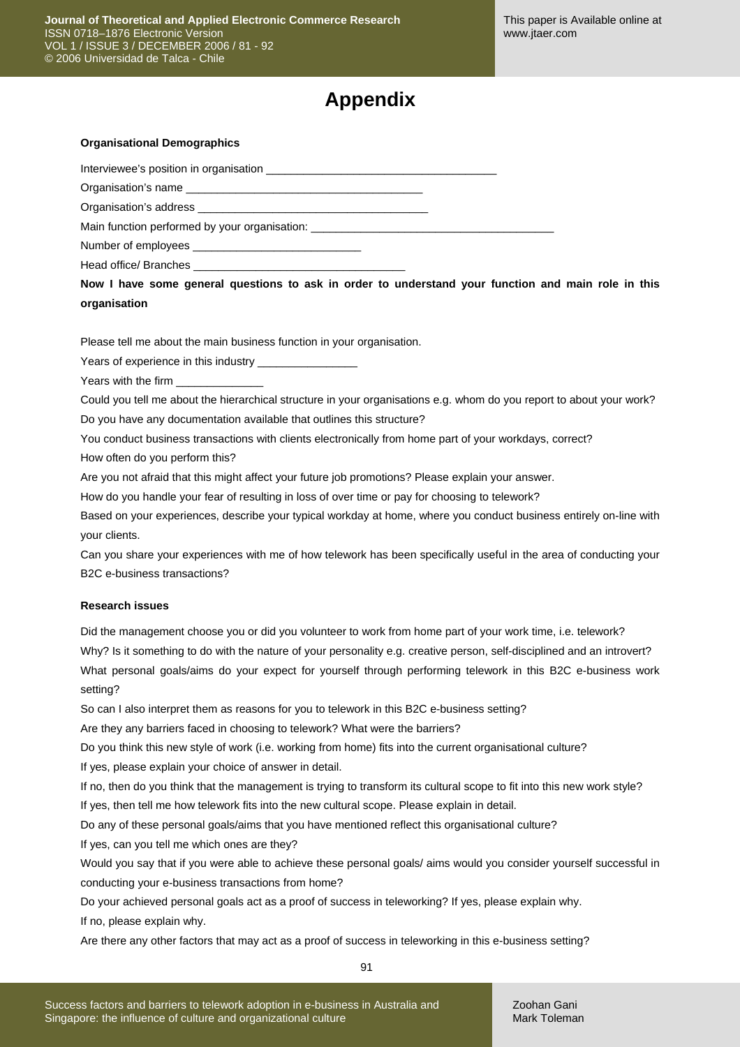# Appendix

**Organisational Demographics**

Interviewee's position in organisation ___________________________________

Organisation's name ____________________________________

Organisation's address ___________________________________

Main function performed by your organisation: _____________________________________

Number of employees __________________________

Head office/ Branches ________________________________

**Now I have some general questions to ask in order to understand your function and main role in this organisation**

Please tell me about the main business function in your organisation.

Years of experience in this industry _______________

Years with the firm _____________

Could you tell me about the hierarchical structure in your organisations e.g. whom do you report to about your work?

Do you have any documentation available that outlines this structure?

You conduct business transactions with clients electronically from home part of your workdays, correct?

How often do you perform this?

Are you not afraid that this might affect your future job promotions? Please explain your answer.

How do you handle your fear of resulting in loss of over time or pay for choosing to telework?

Based on your experiences, describe your typical workday at home, where you conduct business entirely on-line with your clients.

Can you share your experiences with me of how telework has been specifically useful in the area of conducting your B2C e-business transactions?

**Research issues**

Did the management choose you or did you volunteer to work from home part of your work time, i.e. telework?

Why? Is it something to do with the nature of your personality e.g. creative person, self-disciplined and an introvert?

What personal goals/aims do your expect for yourself through performing telework in this B2C e-business work setting?

So can I also interpret them as reasons for you to telework in this B2C e-business setting?

Are they any barriers faced in choosing to telework? What were the barriers?

Do you think this new style of work (i.e. working from home) fits into the current organisational culture?

If yes, please explain your choice of answer in detail.

If no, then do you think that the management is trying to transform its cultural scope to fit into this new work style?

If yes, then tell me how telework fits into the new cultural scope. Please explain in detail.

Do any of these personal goals/aims that you have mentioned reflect this organisational culture?

If yes, can you tell me which ones are they?

Would you say that if you were able to achieve these personal goals/ aims would you consider yourself successful in conducting your e-business transactions from home?

Do your achieved personal goals act as a proof of success in teleworking? If yes, please explain why.

If no, please explain why.

Are there any other factors that may act as a proof of success in teleworking in this e-business setting?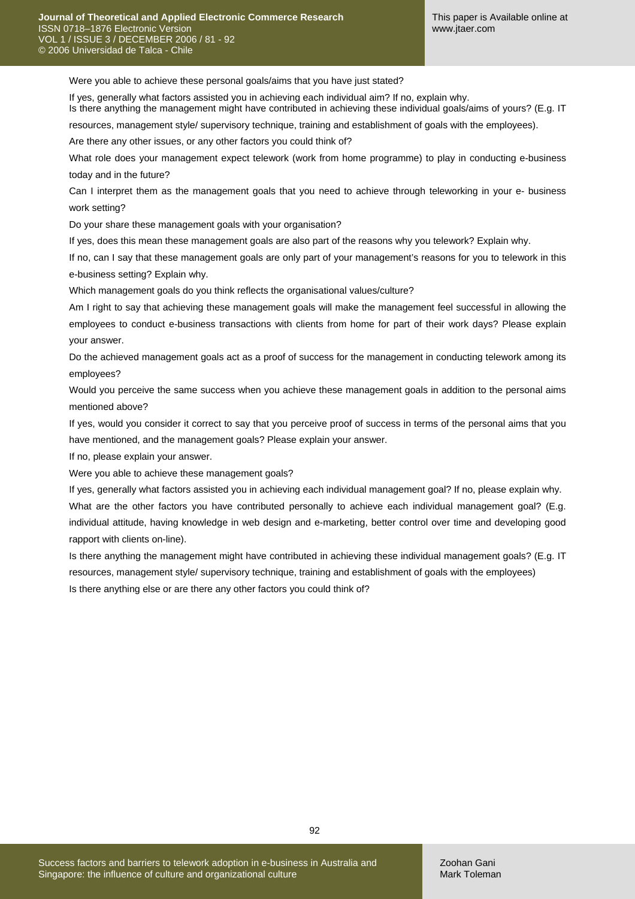Were you able to achieve these personal goals/aims that you have just stated?

If yes, generally what factors assisted you in achieving each individual aim? If no, explain why.

Is there anything the management might have contributed in achieving these individual goals/aims of yours? (E.g. IT resources, management style/ supervisory technique, training and establishment of goals with the employees).

Are there any other issues, or any other factors you could think of?

What role does your management expect telework (work from home programme) to play in conducting e-business today and in the future?

Can I interpret them as the management goals that you need to achieve through teleworking in your e- business work setting?

Do your share these management goals with your organisation?

If yes, does this mean these management goals are also part of the reasons why you telework? Explain why.

If no, can I say that these management goals are only part of your management's reasons for you to telework in this e-business setting? Explain why.

Which management goals do you think reflects the organisational values/culture?

Am I right to say that achieving these management goals will make the management feel successful in allowing the employees to conduct e-business transactions with clients from home for part of their work days? Please explain your answer.

Do the achieved management goals act as a proof of success for the management in conducting telework among its employees?

Would you perceive the same success when you achieve these management goals in addition to the personal aims mentioned above?

If yes, would you consider it correct to say that you perceive proof of success in terms of the personal aims that you have mentioned, and the management goals? Please explain your answer.

If no, please explain your answer.

Were you able to achieve these management goals?

If yes, generally what factors assisted you in achieving each individual management goal? If no, please explain why.

What are the other factors you have contributed personally to achieve each individual management goal? (E.g. individual attitude, having knowledge in web design and e-marketing, better control over time and developing good rapport with clients on-line).

Is there anything the management might have contributed in achieving these individual management goals? (E.g. IT resources, management style/ supervisory technique, training and establishment of goals with the employees)

Is there anything else or are there any other factors you could think of?